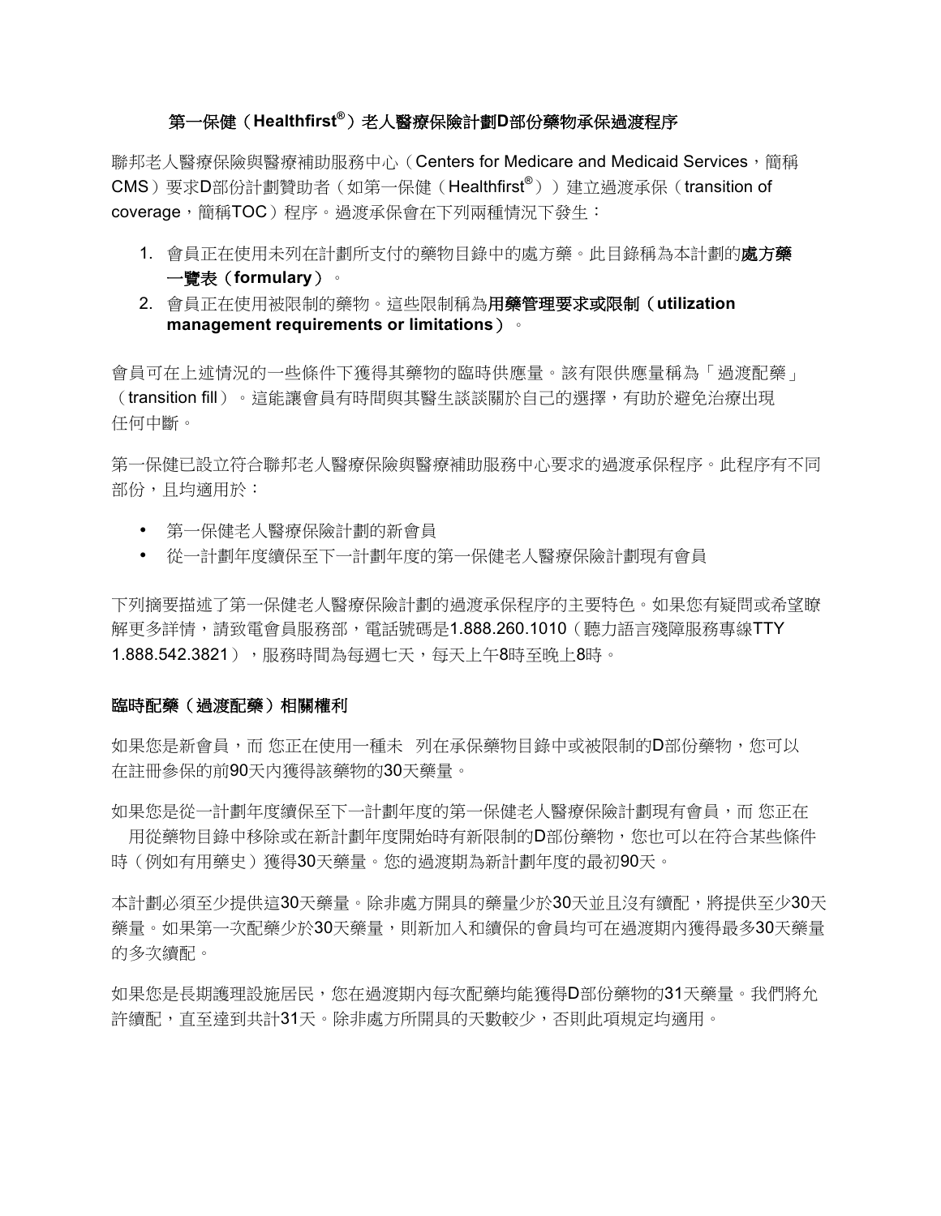# 第一保健（Healthfirst®）老人醫療保險計劃D部份藥物承保過渡程序

聯邦老人醫療保險與醫療補助服務中心（Centers for Medicare and Medicaid Services，簡稱CMS）要求D部份計劃贊助者（如第一保健（Healthfirst®））建立過渡承保（transition of coverage，簡稱TOC）程序。過渡承保會在下列兩種情況下發生：

1. 會員正在使用未列在計劃所支付的藥物目錄中的處方藥。此目錄稱為本計劃的**處方藥一覽表（formulary）**。
2. 會員正在使用被限制的藥物。這些限制稱為**用藥管理要求或限制（utilization management requirements or limitations）**。

會員可在上述情況的一些條件下獲得其藥物的臨時供應量。該有限供應量稱為「過渡配藥」（transition fill）。這能讓會員有時間與其醫生談談關於自己的選擇，有助於避免治療出現任何中斷。

第一保健已設立符合聯邦老人醫療保險與醫療補助服務中心要求的過渡承保程序。此程序有不同部份，且均適用於：

- 第一保健老人醫療保險計劃的新會員
- 從一計劃年度續保至下一計劃年度的第一保健老人醫療保險計劃現有會員

下列摘要描述了第一保健老人醫療保險計劃的過渡承保程序的主要特色。如果您有疑問或希望瞭解更多詳情，請致電會員服務部，電話號碼是1.888.260.1010（聽力語言殘障服務專線TTY 1.888.542.3821），服務時間為每週七天，每天上午8時至晚上8時。

## 臨時配藥（過渡配藥）相關權利

如果您是新會員，而 您正在使用一種未 列在承保藥物目錄中或被限制的D部份藥物，您可以在註冊參保的前90天內獲得該藥物的30天藥量。

如果您是從一計劃年度續保至下一計劃年度的第一保健老人醫療保險計劃現有會員，而 您正在用從藥物目錄中移除或在新計劃年度開始時有新限制的D部份藥物，您也可以在符合某些條件時（例如有用藥史）獲得30天藥量。您的過渡期為新計劃年度的最初90天。

本計劃必須至少提供這30天藥量。除非處方開具的藥量少於30天並且沒有續配，將提供至少30天藥量。如果第一次配藥少於30天藥量，則新加入和續保的會員均可在過渡期內獲得最多30天藥量的多次續配。

如果您是長期護理設施居民，您在過渡期內每次配藥均能獲得D部份藥物的31天藥量。我們將允許續配，直至達到共計31天。除非處方所開具的天數較少，否則此項規定均適用。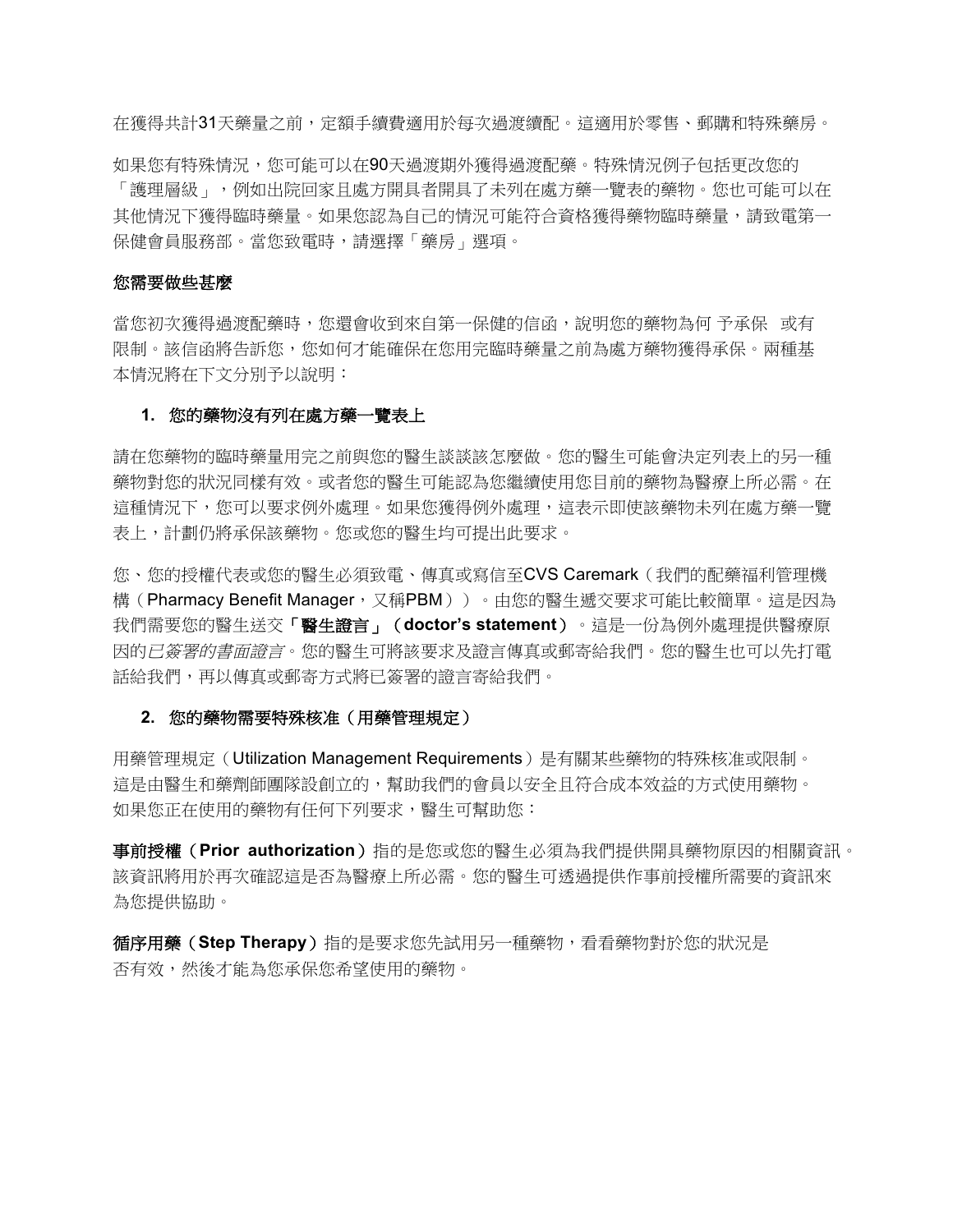在獲得共計31天藥量之前，定額手續費適用於每次過渡續配。這適用於零售、郵購和特殊藥房。

如果您有特殊情況，您可能可以在90天過渡期外獲得過渡配藥。特殊情況例子包括更改您的「護理層級」，例如出院回家且處方開具者開具了未列在處方藥一覽表的藥物。您也可能可以在其他情況下獲得臨時藥量。如果您認為自己的情況可能符合資格獲得藥物臨時藥量，請致電第一保健會員服務部。當您致電時，請選擇「藥房」選項。

**您需要做些甚麼**

當您初次獲得過渡配藥時，您還會收到來自第一保健的信函，說明您的藥物為何 予承保 或有限制。該信函將告訴您，您如何才能確保在您用完臨時藥量之前為處方藥物獲得承保。兩種基本情況將在下文分別予以說明：

1. **您的藥物沒有列在處方藥一覽表上**

請在您藥物的臨時藥量用完之前與您的醫生談談該怎麼做。您的醫生可能會決定列表上的另一種藥物對您的狀況同樣有效。或者您的醫生可能認為您繼續使用您目前的藥物為醫療上所必需。在這種情況下，您可以要求例外處理。如果您獲得例外處理，這表示即使該藥物未列在處方藥一覽表上，計劃仍將承保該藥物。您或您的醫生均可提出此要求。

您、您的授權代表或您的醫生必須致電、傳真或寫信至CVS Caremark（我們的配藥福利管理機構（Pharmacy Benefit Manager，又稱PBM））。由您的醫生遞交要求可能比較簡單。這是因為我們需要您的醫生送交**「醫生證言」（doctor's statement）**。這是一份為例外處理提供醫療原因的*已簽署的書面證言*。您的醫生可將該要求及證言傳真或郵寄給我們。您的醫生也可以先打電話給我們，再以傳真或郵寄方式將已簽署的證言寄給我們。

2. **您的藥物需要特殊核准（用藥管理規定）**

用藥管理規定（Utilization Management Requirements）是有關某些藥物的特殊核准或限制。這是由醫生和藥劑師團隊設創立的，幫助我們的會員以安全且符合成本效益的方式使用藥物。如果您正在使用的藥物有任何下列要求，醫生可幫助您：

**事前授權（Prior authorization）**指的是您或您的醫生必須為我們提供開具藥物原因的相關資訊。該資訊將用於再次確認這是否為醫療上所必需。您的醫生可透過提供作事前授權所需要的資訊來為您提供協助。

**循序用藥（Step Therapy）**指的是要求您先試用另一種藥物，看看藥物對於您的狀況是否有效，然後才能為您承保您希望使用的藥物。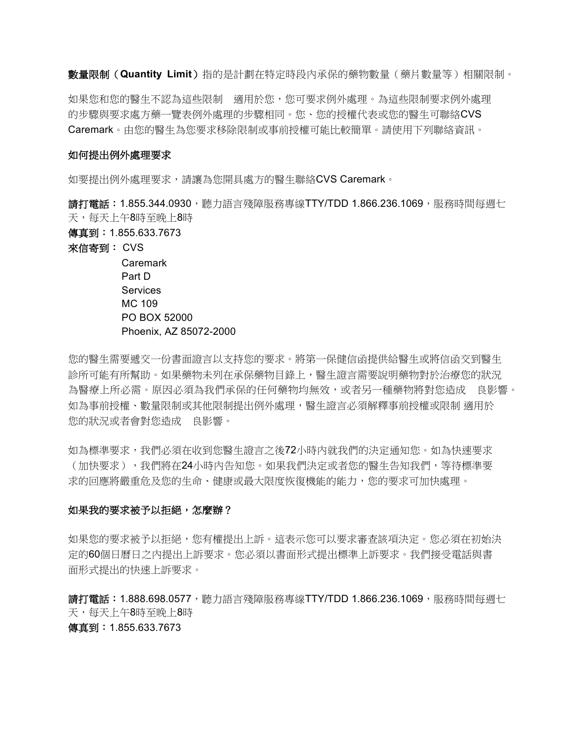**數量限制（Quantity Limit）**指的是計劃在特定時段內承保的藥物數量（藥片數量等）相關限制。

如果您和您的醫生不認為這些限制 適用於您，您可要求例外處理。為這些限制要求例外處理的步驟與要求處方藥一覽表例外處理的步驟相同。您、您的授權代表或您的醫生可聯絡CVS Caremark。由您的醫生為您要求移除限制或事前授權可能比較簡單。請使用下列聯絡資訊。

**如何提出例外處理要求**

如要提出例外處理要求，請讓為您開具處方的醫生聯絡CVS Caremark。

**請打電話：**1.855.344.0930，聽力語言殘障服務專線TTY/TDD 1.866.236.1069，服務時間每週七天，每天上午8時至晚上8時
**傳真到：**1.855.633.7673
**來信寄到：** CVS
Caremark
Part D
Services
MC 109
PO BOX 52000
Phoenix, AZ 85072-2000

您的醫生需要遞交一份書面證言以支持您的要求。將第一保健信函提供給醫生或將信函交到醫生診所可能有所幫助。如果藥物未列在承保藥物目錄上，醫生證言需要說明藥物對於治療您的狀況為醫療上所必需。原因必須為我們承保的任何藥物均無效，或者另一種藥物將對您造成 良影響。如為事前授權、數量限制或其他限制提出例外處理，醫生證言必須解釋事前授權或限制 適用於您的狀況或者會對您造成 良影響。

如為標準要求，我們必須在收到您醫生證言之後72小時內就我們的決定通知您。如為快速要求（加快要求），我們將在24小時內告知您。如果我們決定或者您的醫生告知我們，等待標準要求的回應將嚴重危及您的生命、健康或最大限度恢復機能的能力，您的要求可加快處理。

**如果我的要求被予以拒絕，怎麼辦？**

如果您的要求被予以拒絕，您有權提出上訴。這表示您可以要求審查該項決定。您必須在初始決定的60個日曆日之內提出上訴要求。您必須以書面形式提出標準上訴要求。我們接受電話與書面形式提出的快速上訴要求。

**請打電話：**1.888.698.0577，聽力語言殘障服務專線TTY/TDD 1.866.236.1069，服務時間每週七天，每天上午8時至晚上8時
**傳真到：**1.855.633.7673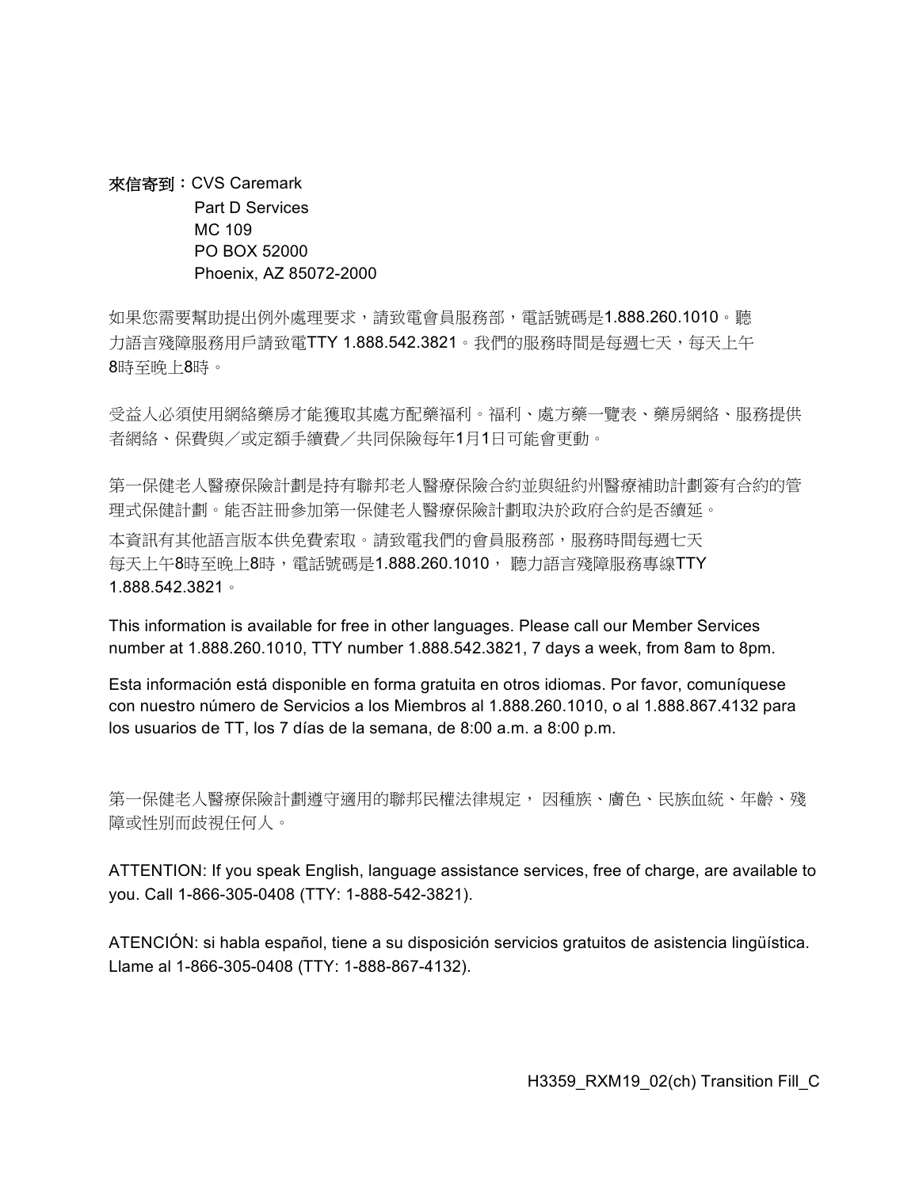**來信寄到：**CVS Caremark
Part D Services
MC 109
PO BOX 52000
Phoenix, AZ 85072-2000

如果您需要幫助提出例外處理要求，請致電會員服務部，電話號碼是1.888.260.1010。聽力語言殘障服務用戶請致電TTY 1.888.542.3821。我們的服務時間是每週七天，每天上午8時至晚上8時。

受益人必須使用網絡藥房才能獲取其處方配藥福利。福利、處方藥一覽表、藥房網絡、服務提供者網絡、保費與／或定額手續費／共同保險每年1月1日可能會更動。

第一保健老人醫療保險計劃是持有聯邦老人醫療保險合約並與紐約州醫療補助計劃簽有合約的管理式保健計劃。能否註冊參加第一保健老人醫療保險計劃取決於政府合約是否續延。

本資訊有其他語言版本供免費索取。請致電我們的會員服務部，服務時間每週七天每天上午8時至晚上8時，電話號碼是1.888.260.1010， 聽力語言殘障服務專線TTY 1.888.542.3821。

This information is available for free in other languages. Please call our Member Services number at 1.888.260.1010, TTY number 1.888.542.3821, 7 days a week, from 8am to 8pm.

Esta información está disponible en forma gratuita en otros idiomas. Por favor, comuníquese con nuestro número de Servicios a los Miembros al 1.888.260.1010, o al 1.888.867.4132 para los usuarios de TT, los 7 días de la semana, de 8:00 a.m. a 8:00 p.m.

第一保健老人醫療保險計劃遵守適用的聯邦民權法律規定， 因種族、膚色、民族血統、年齡、殘障或性別而歧視任何人。

ATTENTION: If you speak English, language assistance services, free of charge, are available to you. Call 1-866-305-0408 (TTY: 1-888-542-3821).

ATENCIÓN: si habla español, tiene a su disposición servicios gratuitos de asistencia lingüística. Llame al 1-866-305-0408 (TTY: 1-888-867-4132).

H3359_RXM19_02(ch) Transition Fill_C